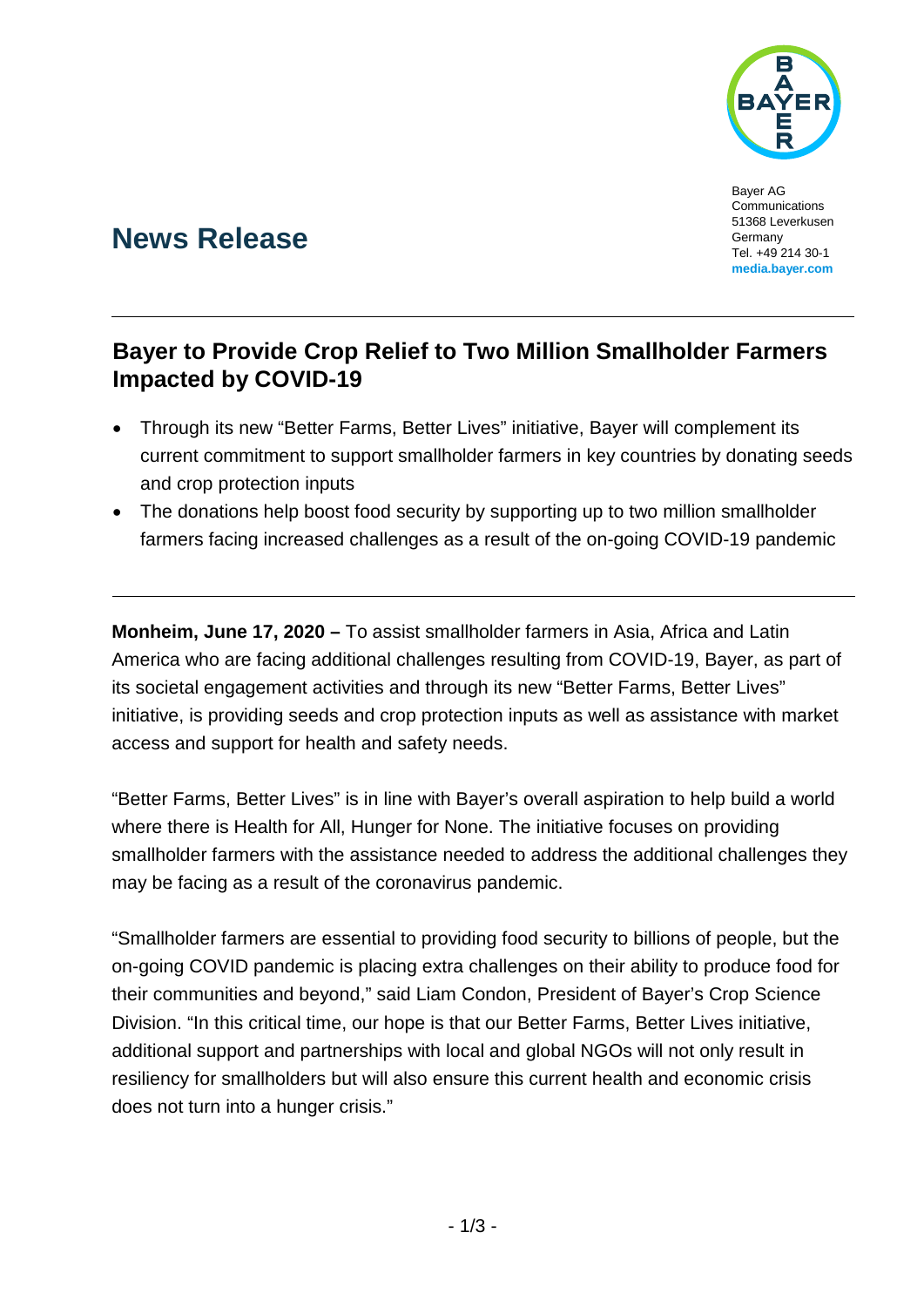Bayer AG
Communications
51368 Leverkusen
Germany
Tel. +49 214 30-1
**media.bayer.com**

# News Release

## Bayer to Provide Crop Relief to Two Million Smallholder Farmers Impacted by COVID-19

- Through its new "Better Farms, Better Lives" initiative, Bayer will complement its current commitment to support smallholder farmers in key countries by donating seeds and crop protection inputs
- The donations help boost food security by supporting up to two million smallholder farmers facing increased challenges as a result of the on-going COVID-19 pandemic

**Monheim, June 17, 2020 –** To assist smallholder farmers in Asia, Africa and Latin America who are facing additional challenges resulting from COVID-19, Bayer, as part of its societal engagement activities and through its new "Better Farms, Better Lives" initiative, is providing seeds and crop protection inputs as well as assistance with market access and support for health and safety needs.

"Better Farms, Better Lives" is in line with Bayer's overall aspiration to help build a world where there is Health for All, Hunger for None. The initiative focuses on providing smallholder farmers with the assistance needed to address the additional challenges they may be facing as a result of the coronavirus pandemic.

"Smallholder farmers are essential to providing food security to billions of people, but the on-going COVID pandemic is placing extra challenges on their ability to produce food for their communities and beyond," said Liam Condon, President of Bayer's Crop Science Division. "In this critical time, our hope is that our Better Farms, Better Lives initiative, additional support and partnerships with local and global NGOs will not only result in resiliency for smallholders but will also ensure this current health and economic crisis does not turn into a hunger crisis."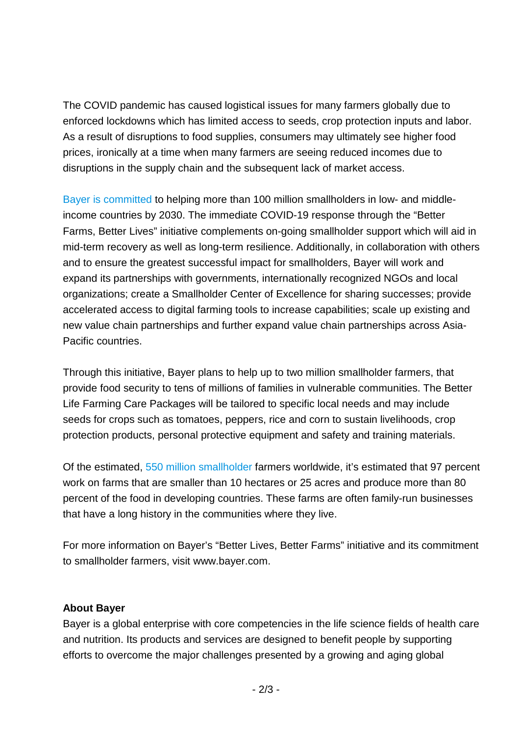The COVID pandemic has caused logistical issues for many farmers globally due to enforced lockdowns which has limited access to seeds, crop protection inputs and labor. As a result of disruptions to food supplies, consumers may ultimately see higher food prices, ironically at a time when many farmers are seeing reduced incomes due to disruptions in the supply chain and the subsequent lack of market access.

Bayer is committed to helping more than 100 million smallholders in low- and middle-income countries by 2030. The immediate COVID-19 response through the "Better Farms, Better Lives" initiative complements on-going smallholder support which will aid in mid-term recovery as well as long-term resilience. Additionally, in collaboration with others and to ensure the greatest successful impact for smallholders, Bayer will work and expand its partnerships with governments, internationally recognized NGOs and local organizations; create a Smallholder Center of Excellence for sharing successes; provide accelerated access to digital farming tools to increase capabilities; scale up existing and new value chain partnerships and further expand value chain partnerships across Asia-Pacific countries.

Through this initiative, Bayer plans to help up to two million smallholder farmers, that provide food security to tens of millions of families in vulnerable communities. The Better Life Farming Care Packages will be tailored to specific local needs and may include seeds for crops such as tomatoes, peppers, rice and corn to sustain livelihoods, crop protection products, personal protective equipment and safety and training materials.

Of the estimated, 550 million smallholder farmers worldwide, it's estimated that 97 percent work on farms that are smaller than 10 hectares or 25 acres and produce more than 80 percent of the food in developing countries. These farms are often family-run businesses that have a long history in the communities where they live.

For more information on Bayer's "Better Lives, Better Farms" initiative and its commitment to smallholder farmers, visit www.bayer.com.

**About Bayer**

Bayer is a global enterprise with core competencies in the life science fields of health care and nutrition. Its products and services are designed to benefit people by supporting efforts to overcome the major challenges presented by a growing and aging global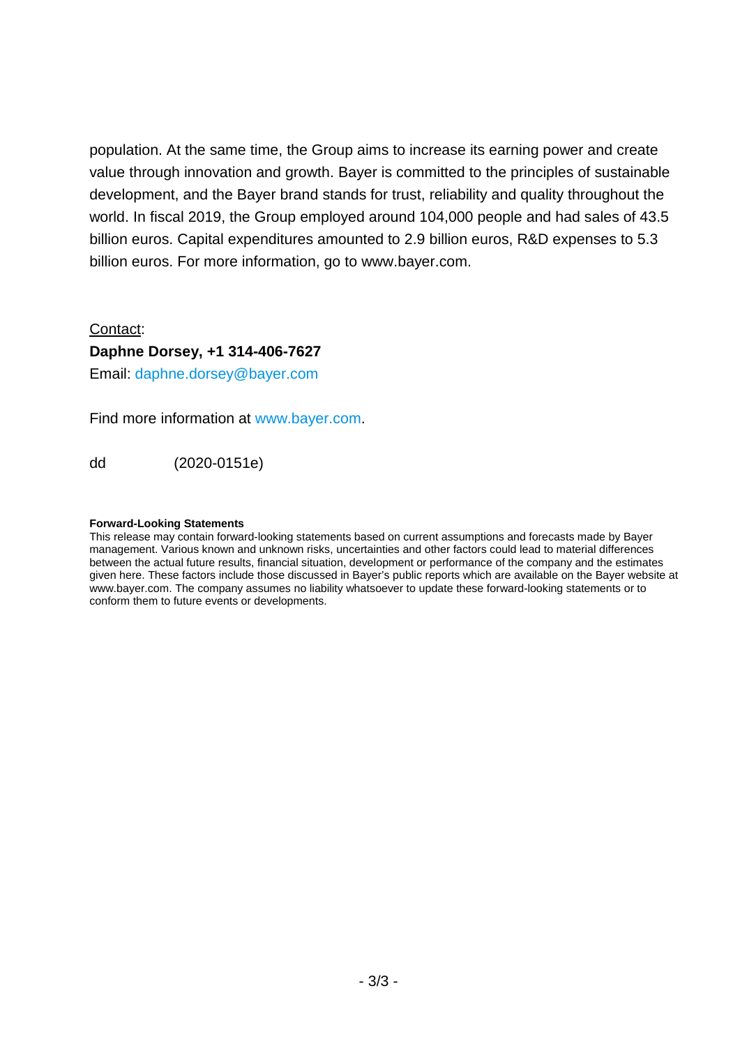population. At the same time, the Group aims to increase its earning power and create value through innovation and growth. Bayer is committed to the principles of sustainable development, and the Bayer brand stands for trust, reliability and quality throughout the world. In fiscal 2019, the Group employed around 104,000 people and had sales of 43.5 billion euros. Capital expenditures amounted to 2.9 billion euros, R&D expenses to 5.3 billion euros. For more information, go to www.bayer.com.

Contact:
**Daphne Dorsey, +1 314-406-7627**
Email: daphne.dorsey@bayer.com

Find more information at www.bayer.com.

dd (2020-0151e)

**Forward-Looking Statements**
This release may contain forward-looking statements based on current assumptions and forecasts made by Bayer management. Various known and unknown risks, uncertainties and other factors could lead to material differences between the actual future results, financial situation, development or performance of the company and the estimates given here. These factors include those discussed in Bayer's public reports which are available on the Bayer website at www.bayer.com. The company assumes no liability whatsoever to update these forward-looking statements or to conform them to future events or developments.